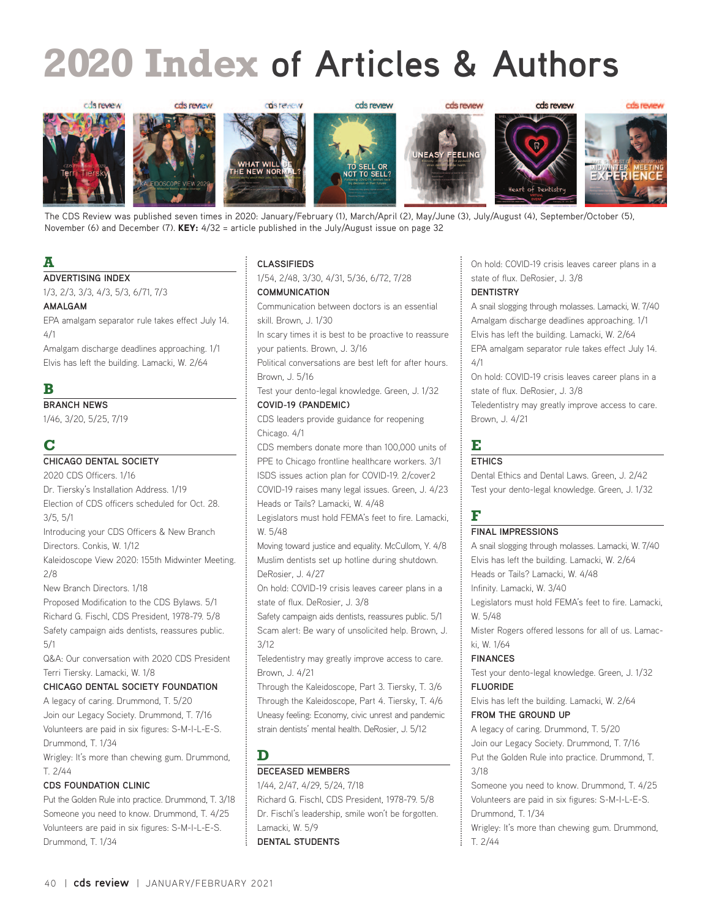# 2020 Index of Articles & Authors

The CDS Review was published seven times in 2020: January/February (1), March/April (2), May/June (3), July/August (4), September/October (5), November (6) and December (7). **KEY:** 4/32 = article published in the July/August issue on page 32

## A

**ADVERTISING INDEX**

1/3, 2/3, 3/3, 4/3, 5/3, 6/71, 7/3

**AMALGAM**

EPA amalgam separator rule takes effect July 14. 4/1

Amalgam discharge deadlines approaching. 1/1

Elvis has left the building. Lamacki, W. 2/64

## B

**BRANCH NEWS**

1/46, 3/20, 5/25, 7/19

## C

**CHICAGO DENTAL SOCIETY**

2020 CDS Officers. 1/16

Dr. Tiersky's Installation Address. 1/19

Election of CDS officers scheduled for Oct. 28. 3/5, 5/1

Introducing your CDS Officers & New Branch Directors. Conkis, W. 1/12

Kaleidoscope View 2020: 155th Midwinter Meeting. 2/8

New Branch Directors. 1/18

Proposed Modification to the CDS Bylaws. 5/1

Richard G. Fischl, CDS President, 1978-79. 5/8

Safety campaign aids dentists, reassures public. 5/1

Q&A: Our conversation with 2020 CDS President Terri Tiersky. Lamacki, W. 1/8

**CHICAGO DENTAL SOCIETY FOUNDATION**

A legacy of caring. Drummond, T. 5/20

Join our Legacy Society. Drummond, T. 7/16

Volunteers are paid in six figures: S-M-I-L-E-S. Drummond, T. 1/34

Wrigley: It's more than chewing gum. Drummond, T. 2/44

**CDS FOUNDATION CLINIC**

Put the Golden Rule into practice. Drummond, T. 3/18

Someone you need to know. Drummond, T. 4/25

Volunteers are paid in six figures: S-M-I-L-E-S. Drummond, T. 1/34

**CLASSIFIEDS**

1/54, 2/48, 3/30, 4/31, 5/36, 6/72, 7/28

**COMMUNICATION**

Communication between doctors is an essential skill. Brown, J. 1/30

In scary times it is best to be proactive to reassure your patients. Brown, J. 3/16

Political conversations are best left for after hours. Brown, J. 5/16

Test your dento-legal knowledge. Green, J. 1/32

**COVID-19 (PANDEMIC)**

CDS leaders provide guidance for reopening Chicago. 4/1

CDS members donate more than 100,000 units of PPE to Chicago frontline healthcare workers. 3/1

ISDS issues action plan for COVID-19. 2/cover2

COVID-19 raises many legal issues. Green, J. 4/23

Heads or Tails? Lamacki, W. 4/48

Legislators must hold FEMA's feet to fire. Lamacki, W. 5/48

Moving toward justice and equality. McCullom, Y. 4/8

Muslim dentists set up hotline during shutdown. DeRosier, J. 4/27

On hold: COVID-19 crisis leaves career plans in a state of flux. DeRosier, J. 3/8

Safety campaign aids dentists, reassures public. 5/1

Scam alert: Be wary of unsolicited help. Brown, J. 3/12

Teledentistry may greatly improve access to care. Brown, J. 4/21

Through the Kaleidoscope, Part 3. Tiersky, T. 3/6

Through the Kaleidoscope, Part 4. Tiersky, T. 4/6

Uneasy feeling: Economy, civic unrest and pandemic strain dentists' mental health. DeRosier, J. 5/12

## D

**DECEASED MEMBERS**

1/44, 2/47, 4/29, 5/24, 7/18

Richard G. Fischl, CDS President, 1978-79. 5/8

Dr. Fischl's leadership, smile won't be forgotten. Lamacki, W. 5/9

**DENTAL STUDENTS**

On hold: COVID-19 crisis leaves career plans in a state of flux. DeRosier, J. 3/8

**DENTISTRY**

A snail slogging through molasses. Lamacki, W. 7/40

Amalgam discharge deadlines approaching. 1/1

Elvis has left the building. Lamacki, W. 2/64

EPA amalgam separator rule takes effect July 14. 4/1

On hold: COVID-19 crisis leaves career plans in a state of flux. DeRosier, J. 3/8

Teledentistry may greatly improve access to care. Brown, J. 4/21

## E

**ETHICS**

Dental Ethics and Dental Laws. Green, J. 2/42

Test your dento-legal knowledge. Green, J. 1/32

## F

**FINAL IMPRESSIONS**

A snail slogging through molasses. Lamacki, W. 7/40

Elvis has left the building. Lamacki, W. 2/64

Heads or Tails? Lamacki, W. 4/48

Infinity. Lamacki, W. 3/40

Legislators must hold FEMA's feet to fire. Lamacki, W. 5/48

Mister Rogers offered lessons for all of us. Lamacki, W. 1/64

**FINANCES**

Test your dento-legal knowledge. Green, J. 1/32

**FLUORIDE**

Elvis has left the building. Lamacki, W. 2/64

**FROM THE GROUND UP**

A legacy of caring. Drummond, T. 5/20

Join our Legacy Society. Drummond, T. 7/16

Put the Golden Rule into practice. Drummond, T. 3/18

Someone you need to know. Drummond, T. 4/25

Volunteers are paid in six figures: S-M-I-L-E-S. Drummond, T. 1/34

Wrigley: It's more than chewing gum. Drummond, T. 2/44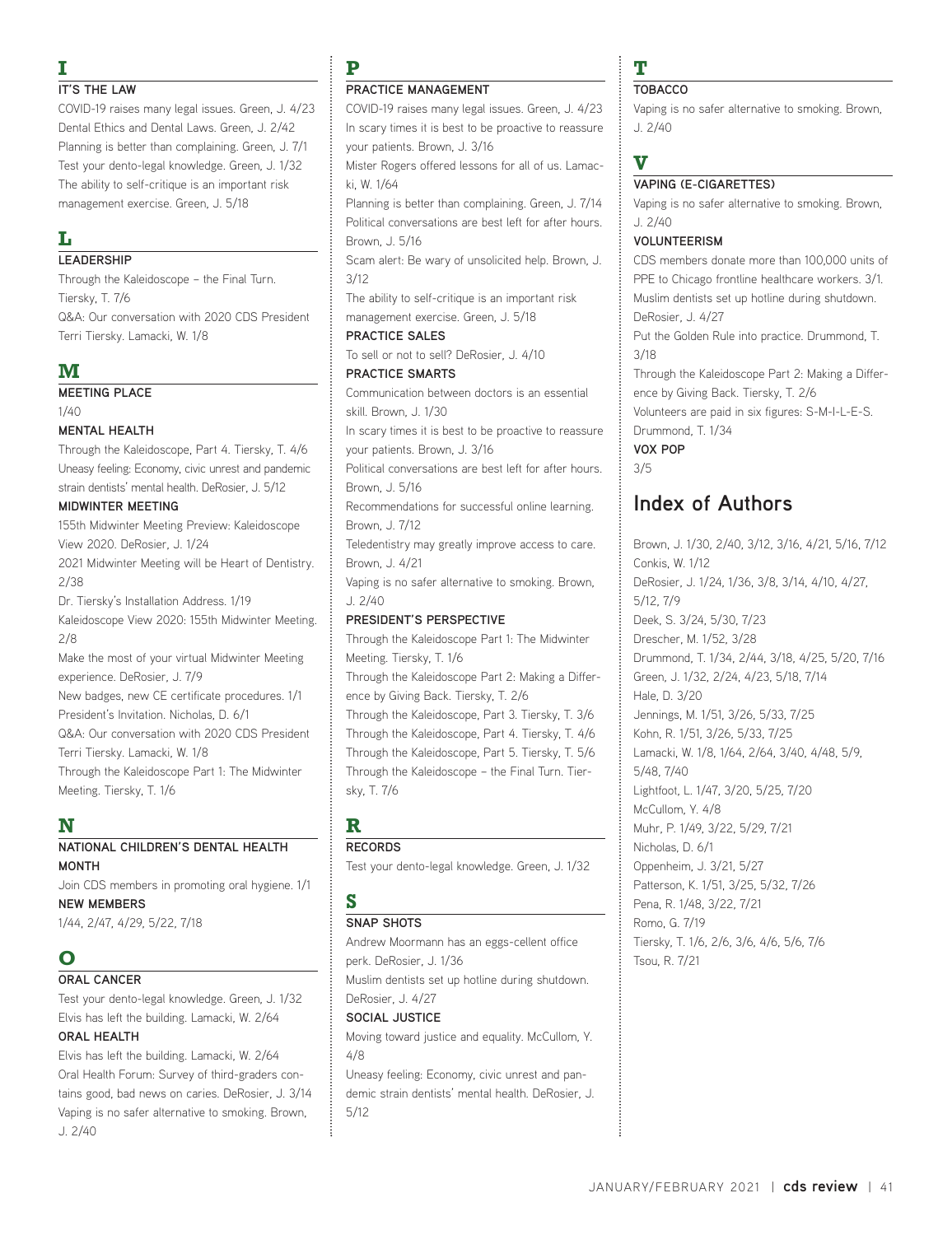# I

### IT'S THE LAW

COVID-19 raises many legal issues. Green, J. 4/23
Dental Ethics and Dental Laws. Green, J. 2/42
Planning is better than complaining. Green, J. 7/1
Test your dento-legal knowledge. Green, J. 1/32
The ability to self-critique is an important risk management exercise. Green, J. 5/18

# L

### LEADERSHIP

Through the Kaleidoscope – the Final Turn. Tiersky, T. 7/6
Q&A: Our conversation with 2020 CDS President Terri Tiersky. Lamacki, W. 1/8

# M

### MEETING PLACE

1/40

### MENTAL HEALTH

Through the Kaleidoscope, Part 4. Tiersky, T. 4/6
Uneasy feeling: Economy, civic unrest and pandemic strain dentists' mental health. DeRosier, J. 5/12

### MIDWINTER MEETING

155th Midwinter Meeting Preview: Kaleidoscope View 2020. DeRosier, J. 1/24
2021 Midwinter Meeting will be Heart of Dentistry. 2/38
Dr. Tiersky's Installation Address. 1/19
Kaleidoscope View 2020: 155th Midwinter Meeting. 2/8
Make the most of your virtual Midwinter Meeting experience. DeRosier, J. 7/9
New badges, new CE certificate procedures. 1/1
President's Invitation. Nicholas, D. 6/1
Q&A: Our conversation with 2020 CDS President Terri Tiersky. Lamacki, W. 1/8
Through the Kaleidoscope Part 1: The Midwinter Meeting. Tiersky, T. 1/6

# N

### NATIONAL CHILDREN'S DENTAL HEALTH MONTH

Join CDS members in promoting oral hygiene. 1/1

### NEW MEMBERS

1/44, 2/47, 4/29, 5/22, 7/18

# O

### ORAL CANCER

Test your dento-legal knowledge. Green, J. 1/32
Elvis has left the building. Lamacki, W. 2/64

### ORAL HEALTH

Elvis has left the building. Lamacki, W. 2/64
Oral Health Forum: Survey of third-graders contains good, bad news on caries. DeRosier, J. 3/14
Vaping is no safer alternative to smoking. Brown, J. 2/40

# P

### PRACTICE MANAGEMENT

COVID-19 raises many legal issues. Green, J. 4/23
In scary times it is best to be proactive to reassure your patients. Brown, J. 3/16
Mister Rogers offered lessons for all of us. Lamacki, W. 1/64
Planning is better than complaining. Green, J. 7/14
Political conversations are best left for after hours. Brown, J. 5/16
Scam alert: Be wary of unsolicited help. Brown, J. 3/12
The ability to self-critique is an important risk management exercise. Green, J. 5/18

### PRACTICE SALES

To sell or not to sell? DeRosier, J. 4/10

### PRACTICE SMARTS

Communication between doctors is an essential skill. Brown, J. 1/30
In scary times it is best to be proactive to reassure your patients. Brown, J. 3/16
Political conversations are best left for after hours. Brown, J. 5/16
Recommendations for successful online learning. Brown, J. 7/12
Teledentistry may greatly improve access to care. Brown, J. 4/21
Vaping is no safer alternative to smoking. Brown, J. 2/40

### PRESIDENT'S PERSPECTIVE

Through the Kaleidoscope Part 1: The Midwinter Meeting. Tiersky, T. 1/6
Through the Kaleidoscope Part 2: Making a Difference by Giving Back. Tiersky, T. 2/6
Through the Kaleidoscope, Part 3. Tiersky, T. 3/6
Through the Kaleidoscope, Part 4. Tiersky, T. 4/6
Through the Kaleidoscope, Part 5. Tiersky, T. 5/6
Through the Kaleidoscope – the Final Turn. Tiersky, T. 7/6

# R

### RECORDS

Test your dento-legal knowledge. Green, J. 1/32

# S

### SNAP SHOTS

Andrew Moormann has an eggs-cellent office perk. DeRosier, J. 1/36
Muslim dentists set up hotline during shutdown. DeRosier, J. 4/27

### SOCIAL JUSTICE

Moving toward justice and equality. McCullom, Y. 4/8
Uneasy feeling: Economy, civic unrest and pandemic strain dentists' mental health. DeRosier, J. 5/12

# T

### TOBACCO

Vaping is no safer alternative to smoking. Brown, J. 2/40

# V

### VAPING (E-CIGARETTES)

Vaping is no safer alternative to smoking. Brown, J. 2/40

### VOLUNTEERISM

CDS members donate more than 100,000 units of PPE to Chicago frontline healthcare workers. 3/1.
Muslim dentists set up hotline during shutdown. DeRosier, J. 4/27
Put the Golden Rule into practice. Drummond, T. 3/18
Through the Kaleidoscope Part 2: Making a Difference by Giving Back. Tiersky, T. 2/6
Volunteers are paid in six figures: S-M-I-L-E-S. Drummond, T. 1/34

### VOX POP

3/5

## Index of Authors

Brown, J. 1/30, 2/40, 3/12, 3/16, 4/21, 5/16, 7/12
Conkis, W. 1/12
DeRosier, J. 1/24, 1/36, 3/8, 3/14, 4/10, 4/27, 5/12, 7/9
Deek, S. 3/24, 5/30, 7/23
Drescher, M. 1/52, 3/28
Drummond, T. 1/34, 2/44, 3/18, 4/25, 5/20, 7/16
Green, J. 1/32, 2/24, 4/23, 5/18, 7/14
Hale, D. 3/20
Jennings, M. 1/51, 3/26, 5/33, 7/25
Kohn, R. 1/51, 3/26, 5/33, 7/25
Lamacki, W. 1/8, 1/64, 2/64, 3/40, 4/48, 5/9, 5/48, 7/40
Lightfoot, L. 1/47, 3/20, 5/25, 7/20
McCullom, Y. 4/8
Muhr, P. 1/49, 3/22, 5/29, 7/21
Nicholas, D. 6/1
Oppenheim, J. 3/21, 5/27
Patterson, K. 1/51, 3/25, 5/32, 7/26
Pena, R. 1/48, 3/22, 7/21
Romo, G. 7/19
Tiersky, T. 1/6, 2/6, 3/6, 4/6, 5/6, 7/6
Tsou, R. 7/21